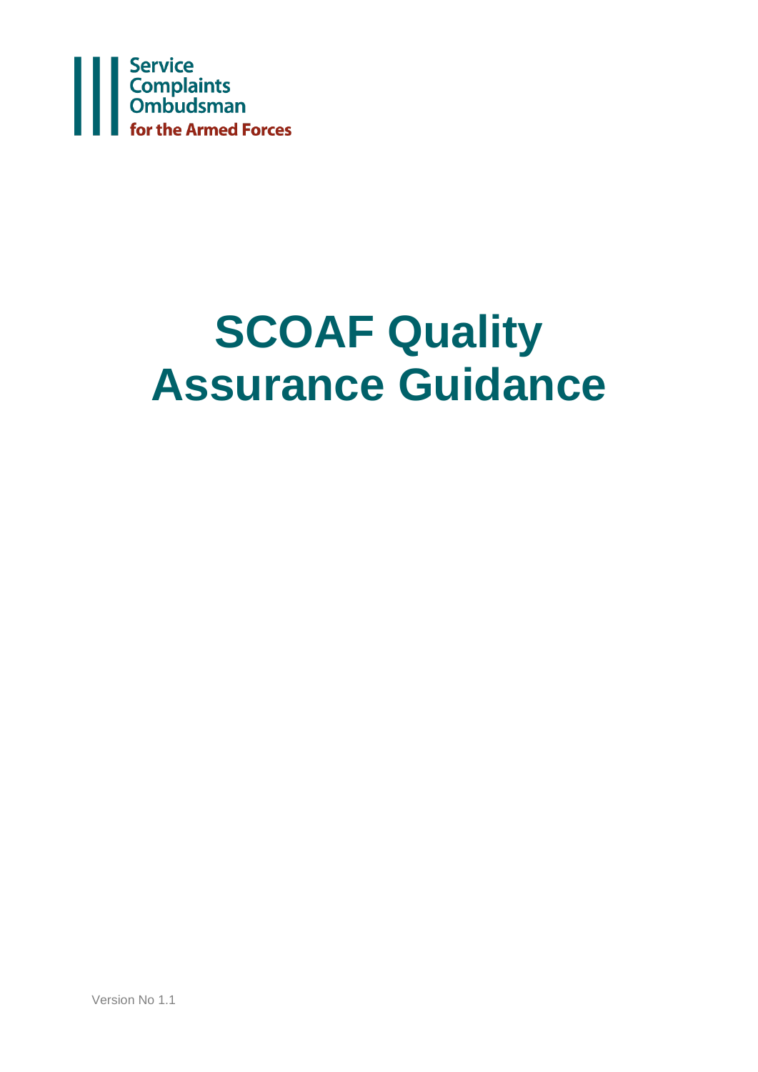Service Complaints Ombudsman for the Armed Forces

# SCOAF Quality Assurance Guidance

Version No 1.1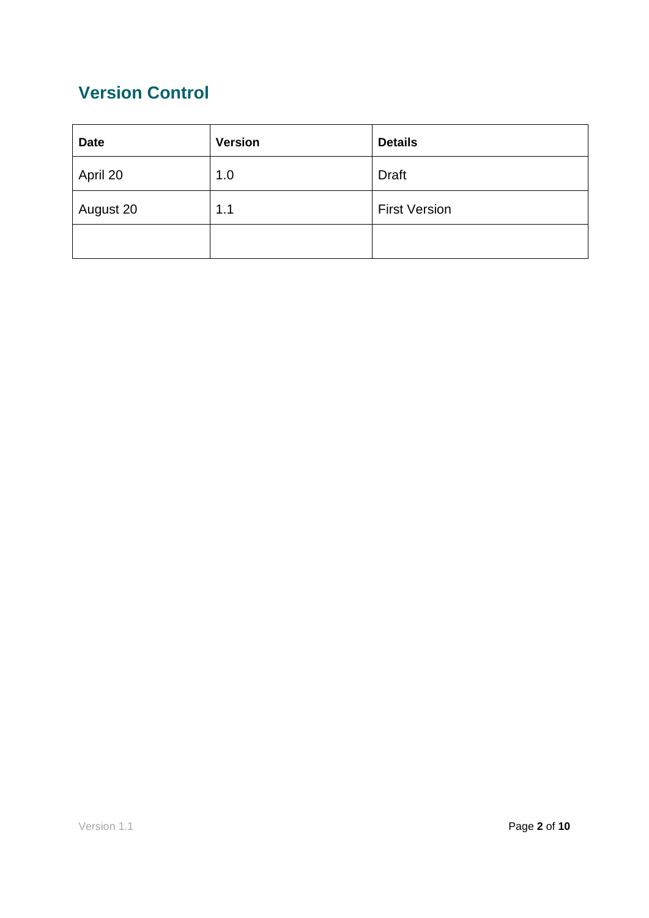## Version Control

| Date | Version | Details |
| --- | --- | --- |
| April 20 | 1.0 | Draft |
| August 20 | 1.1 | First Version |
| | | |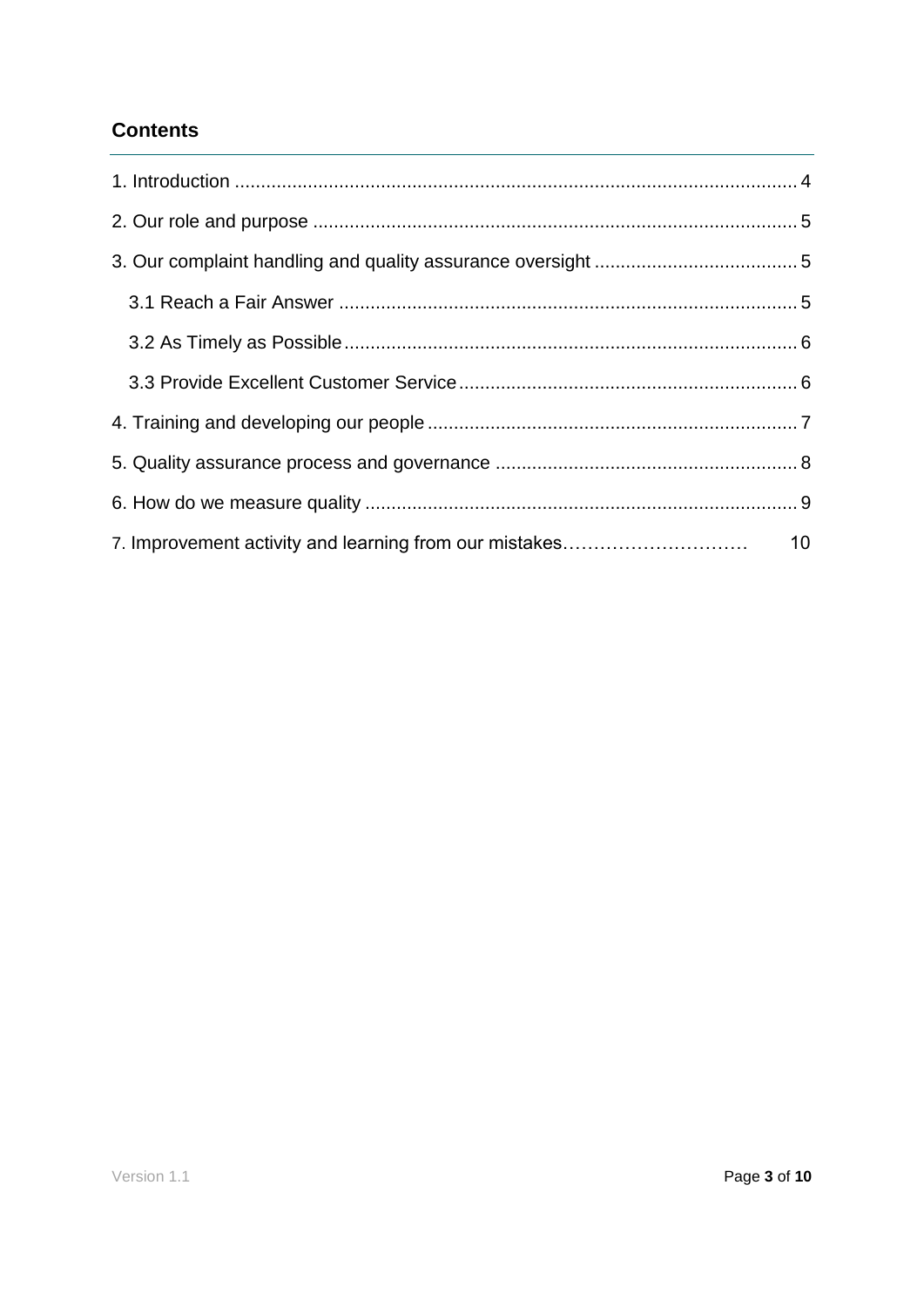## Contents

1. Introduction .......... 4
2. Our role and purpose .......... 5
3. Our complaint handling and quality assurance oversight .......... 5
   - 3.1 Reach a Fair Answer .......... 5
   - 3.2 As Timely as Possible .......... 6
   - 3.3 Provide Excellent Customer Service .......... 6
4. Training and developing our people .......... 7
5. Quality assurance process and governance .......... 8
6. How do we measure quality .......... 9
7. Improvement activity and learning from our mistakes.......... 10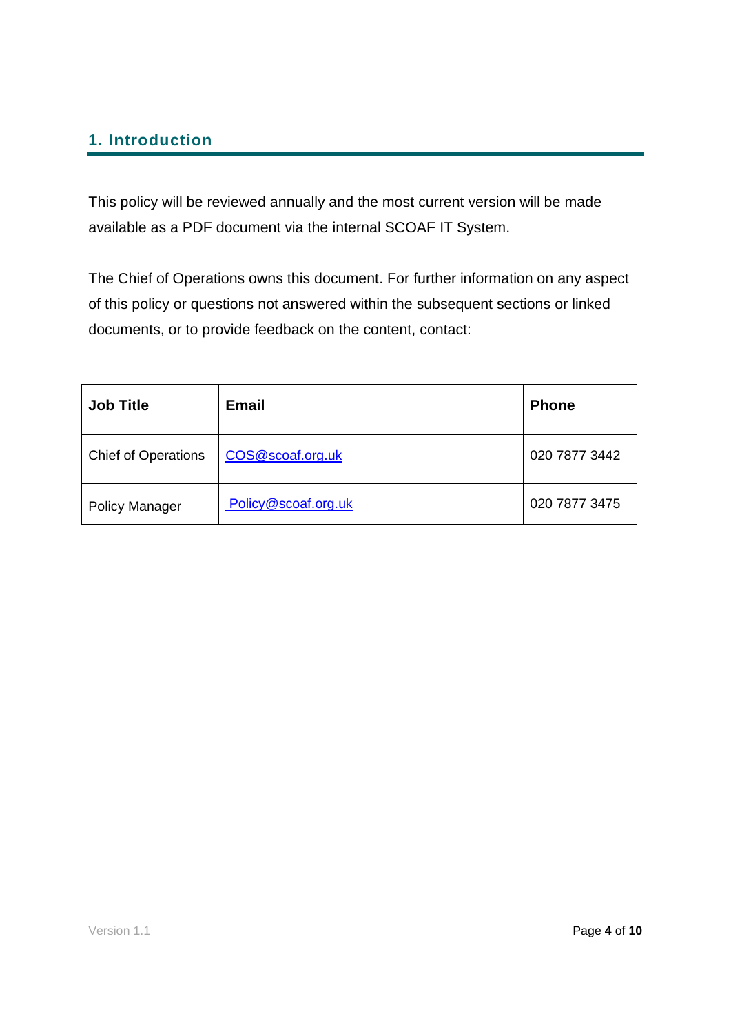## 1. Introduction

This policy will be reviewed annually and the most current version will be made available as a PDF document via the internal SCOAF IT System.

The Chief of Operations owns this document. For further information on any aspect of this policy or questions not answered within the subsequent sections or linked documents, or to provide feedback on the content, contact:

| Job Title | Email | Phone |
|---|---|---|
| Chief of Operations | COS@scoaf.org.uk | 020 7877 3442 |
| Policy Manager | Policy@scoaf.org.uk | 020 7877 3475 |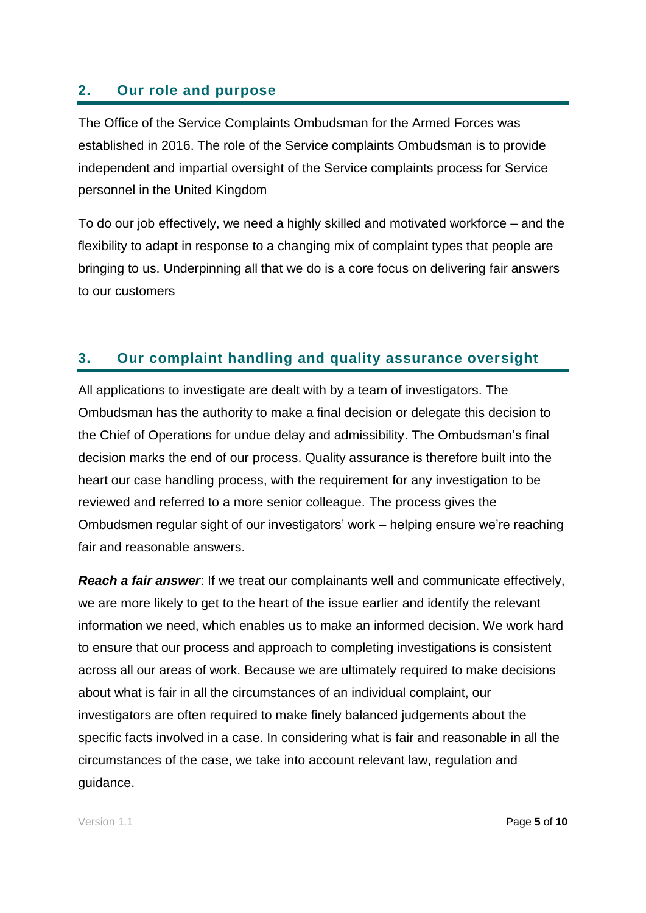## 2. Our role and purpose

The Office of the Service Complaints Ombudsman for the Armed Forces was established in 2016. The role of the Service complaints Ombudsman is to provide independent and impartial oversight of the Service complaints process for Service personnel in the United Kingdom

To do our job effectively, we need a highly skilled and motivated workforce – and the flexibility to adapt in response to a changing mix of complaint types that people are bringing to us. Underpinning all that we do is a core focus on delivering fair answers to our customers

## 3. Our complaint handling and quality assurance oversight

All applications to investigate are dealt with by a team of investigators. The Ombudsman has the authority to make a final decision or delegate this decision to the Chief of Operations for undue delay and admissibility. The Ombudsman's final decision marks the end of our process. Quality assurance is therefore built into the heart our case handling process, with the requirement for any investigation to be reviewed and referred to a more senior colleague. The process gives the Ombudsmen regular sight of our investigators' work – helping ensure we're reaching fair and reasonable answers.

***Reach a fair answer***: If we treat our complainants well and communicate effectively, we are more likely to get to the heart of the issue earlier and identify the relevant information we need, which enables us to make an informed decision. We work hard to ensure that our process and approach to completing investigations is consistent across all our areas of work. Because we are ultimately required to make decisions about what is fair in all the circumstances of an individual complaint, our investigators are often required to make finely balanced judgements about the specific facts involved in a case. In considering what is fair and reasonable in all the circumstances of the case, we take into account relevant law, regulation and guidance.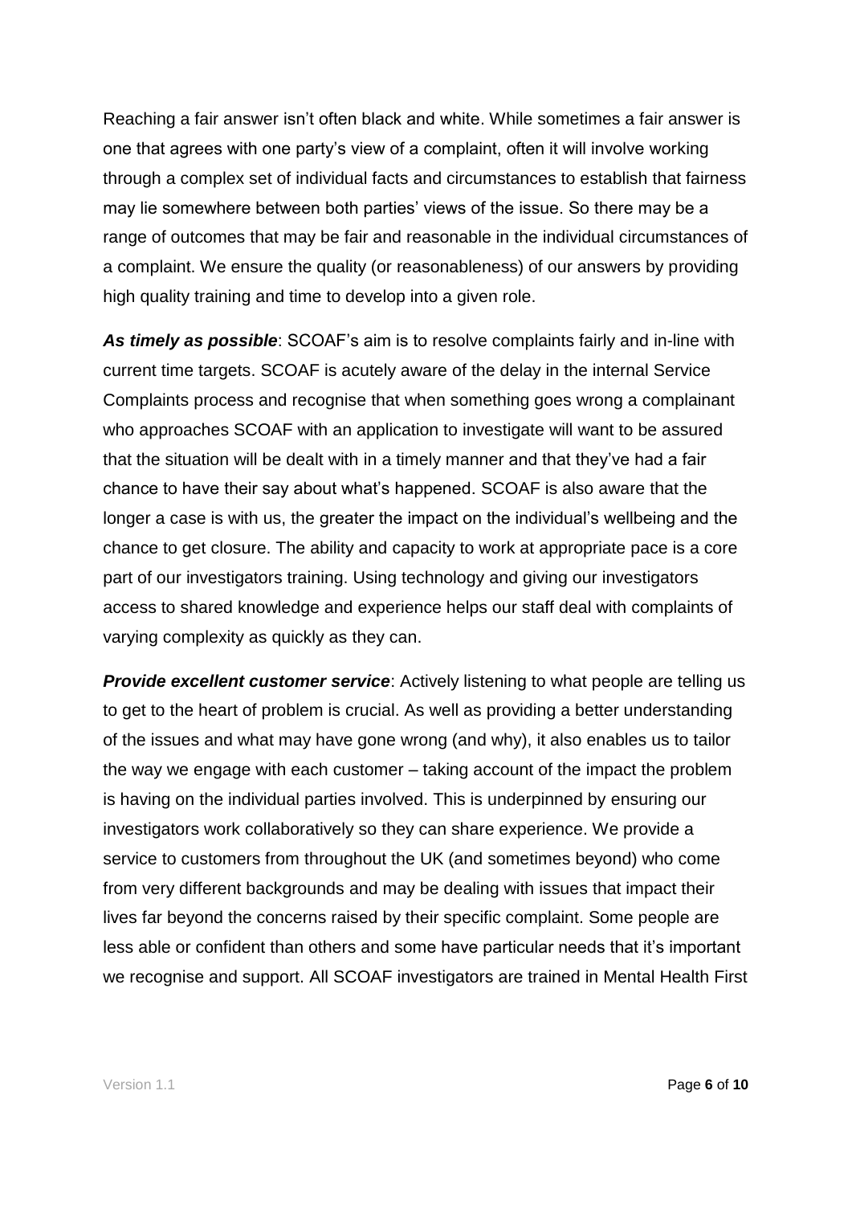Reaching a fair answer isn't often black and white. While sometimes a fair answer is one that agrees with one party's view of a complaint, often it will involve working through a complex set of individual facts and circumstances to establish that fairness may lie somewhere between both parties' views of the issue. So there may be a range of outcomes that may be fair and reasonable in the individual circumstances of a complaint. We ensure the quality (or reasonableness) of our answers by providing high quality training and time to develop into a given role.

***As timely as possible***: SCOAF's aim is to resolve complaints fairly and in-line with current time targets. SCOAF is acutely aware of the delay in the internal Service Complaints process and recognise that when something goes wrong a complainant who approaches SCOAF with an application to investigate will want to be assured that the situation will be dealt with in a timely manner and that they've had a fair chance to have their say about what's happened. SCOAF is also aware that the longer a case is with us, the greater the impact on the individual's wellbeing and the chance to get closure. The ability and capacity to work at appropriate pace is a core part of our investigators training. Using technology and giving our investigators access to shared knowledge and experience helps our staff deal with complaints of varying complexity as quickly as they can.

***Provide excellent customer service***: Actively listening to what people are telling us to get to the heart of problem is crucial. As well as providing a better understanding of the issues and what may have gone wrong (and why), it also enables us to tailor the way we engage with each customer – taking account of the impact the problem is having on the individual parties involved. This is underpinned by ensuring our investigators work collaboratively so they can share experience. We provide a service to customers from throughout the UK (and sometimes beyond) who come from very different backgrounds and may be dealing with issues that impact their lives far beyond the concerns raised by their specific complaint. Some people are less able or confident than others and some have particular needs that it's important we recognise and support. All SCOAF investigators are trained in Mental Health First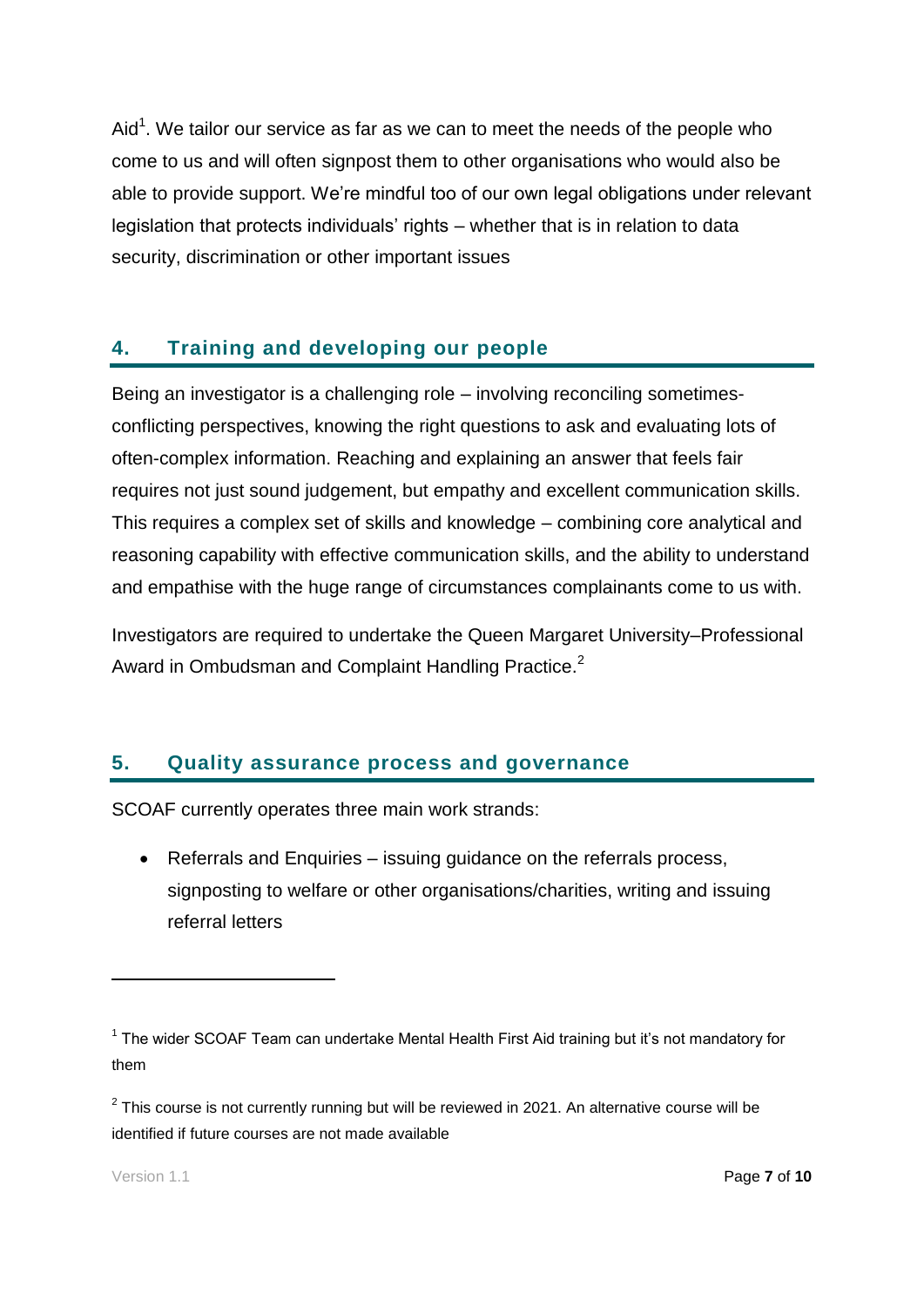Aid[1]. We tailor our service as far as we can to meet the needs of the people who come to us and will often signpost them to other organisations who would also be able to provide support. We're mindful too of our own legal obligations under relevant legislation that protects individuals' rights – whether that is in relation to data security, discrimination or other important issues

## 4. Training and developing our people

Being an investigator is a challenging role – involving reconciling sometimes-conflicting perspectives, knowing the right questions to ask and evaluating lots of often-complex information. Reaching and explaining an answer that feels fair requires not just sound judgement, but empathy and excellent communication skills. This requires a complex set of skills and knowledge – combining core analytical and reasoning capability with effective communication skills, and the ability to understand and empathise with the huge range of circumstances complainants come to us with.

Investigators are required to undertake the Queen Margaret University–Professional Award in Ombudsman and Complaint Handling Practice.[2]

## 5. Quality assurance process and governance

SCOAF currently operates three main work strands:

- Referrals and Enquiries – issuing guidance on the referrals process, signposting to welfare or other organisations/charities, writing and issuing referral letters

---

[1] The wider SCOAF Team can undertake Mental Health First Aid training but it's not mandatory for them

[2] This course is not currently running but will be reviewed in 2021. An alternative course will be identified if future courses are not made available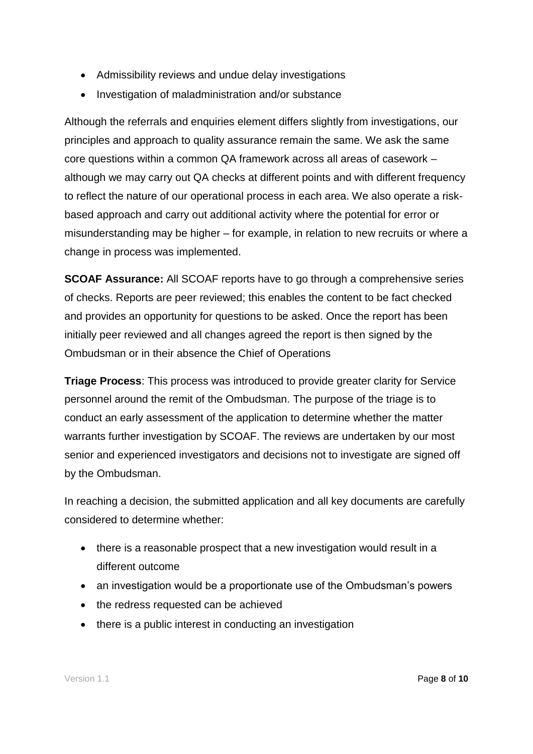- Admissibility reviews and undue delay investigations
- Investigation of maladministration and/or substance

Although the referrals and enquiries element differs slightly from investigations, our principles and approach to quality assurance remain the same. We ask the same core questions within a common QA framework across all areas of casework – although we may carry out QA checks at different points and with different frequency to reflect the nature of our operational process in each area. We also operate a risk-based approach and carry out additional activity where the potential for error or misunderstanding may be higher – for example, in relation to new recruits or where a change in process was implemented.

**SCOAF Assurance:** All SCOAF reports have to go through a comprehensive series of checks. Reports are peer reviewed; this enables the content to be fact checked and provides an opportunity for questions to be asked. Once the report has been initially peer reviewed and all changes agreed the report is then signed by the Ombudsman or in their absence the Chief of Operations

**Triage Process**: This process was introduced to provide greater clarity for Service personnel around the remit of the Ombudsman. The purpose of the triage is to conduct an early assessment of the application to determine whether the matter warrants further investigation by SCOAF. The reviews are undertaken by our most senior and experienced investigators and decisions not to investigate are signed off by the Ombudsman.

In reaching a decision, the submitted application and all key documents are carefully considered to determine whether:

- there is a reasonable prospect that a new investigation would result in a different outcome
- an investigation would be a proportionate use of the Ombudsman's powers
- the redress requested can be achieved
- there is a public interest in conducting an investigation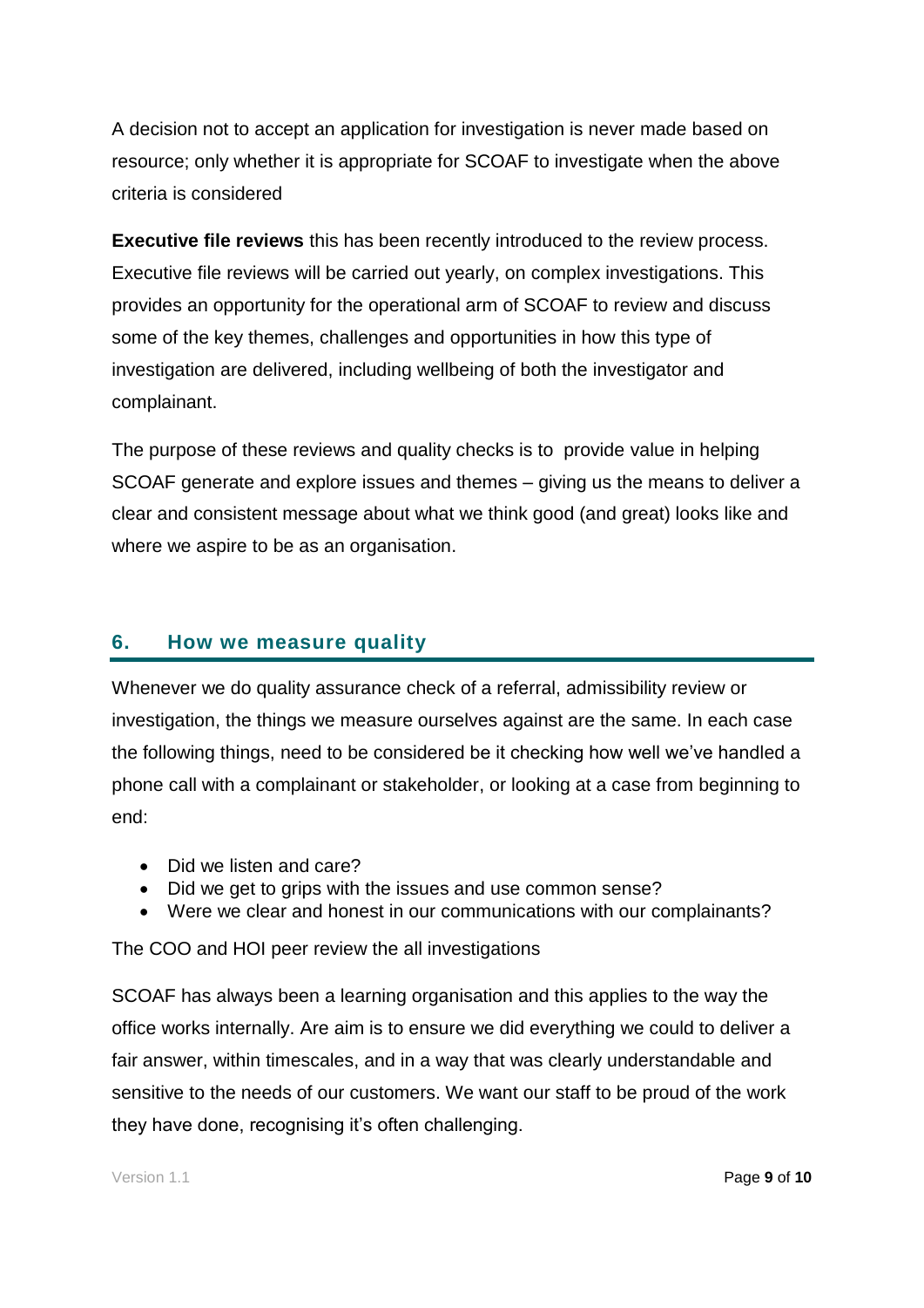A decision not to accept an application for investigation is never made based on resource; only whether it is appropriate for SCOAF to investigate when the above criteria is considered

**Executive file reviews** this has been recently introduced to the review process. Executive file reviews will be carried out yearly, on complex investigations. This provides an opportunity for the operational arm of SCOAF to review and discuss some of the key themes, challenges and opportunities in how this type of investigation are delivered, including wellbeing of both the investigator and complainant.

The purpose of these reviews and quality checks is to  provide value in helping SCOAF generate and explore issues and themes – giving us the means to deliver a clear and consistent message about what we think good (and great) looks like and where we aspire to be as an organisation.

## 6. How we measure quality

Whenever we do quality assurance check of a referral, admissibility review or investigation, the things we measure ourselves against are the same. In each case the following things, need to be considered be it checking how well we've handled a phone call with a complainant or stakeholder, or looking at a case from beginning to end:

- Did we listen and care?
- Did we get to grips with the issues and use common sense?
- Were we clear and honest in our communications with our complainants?

The COO and HOI peer review the all investigations

SCOAF has always been a learning organisation and this applies to the way the office works internally. Are aim is to ensure we did everything we could to deliver a fair answer, within timescales, and in a way that was clearly understandable and sensitive to the needs of our customers. We want our staff to be proud of the work they have done, recognising it's often challenging.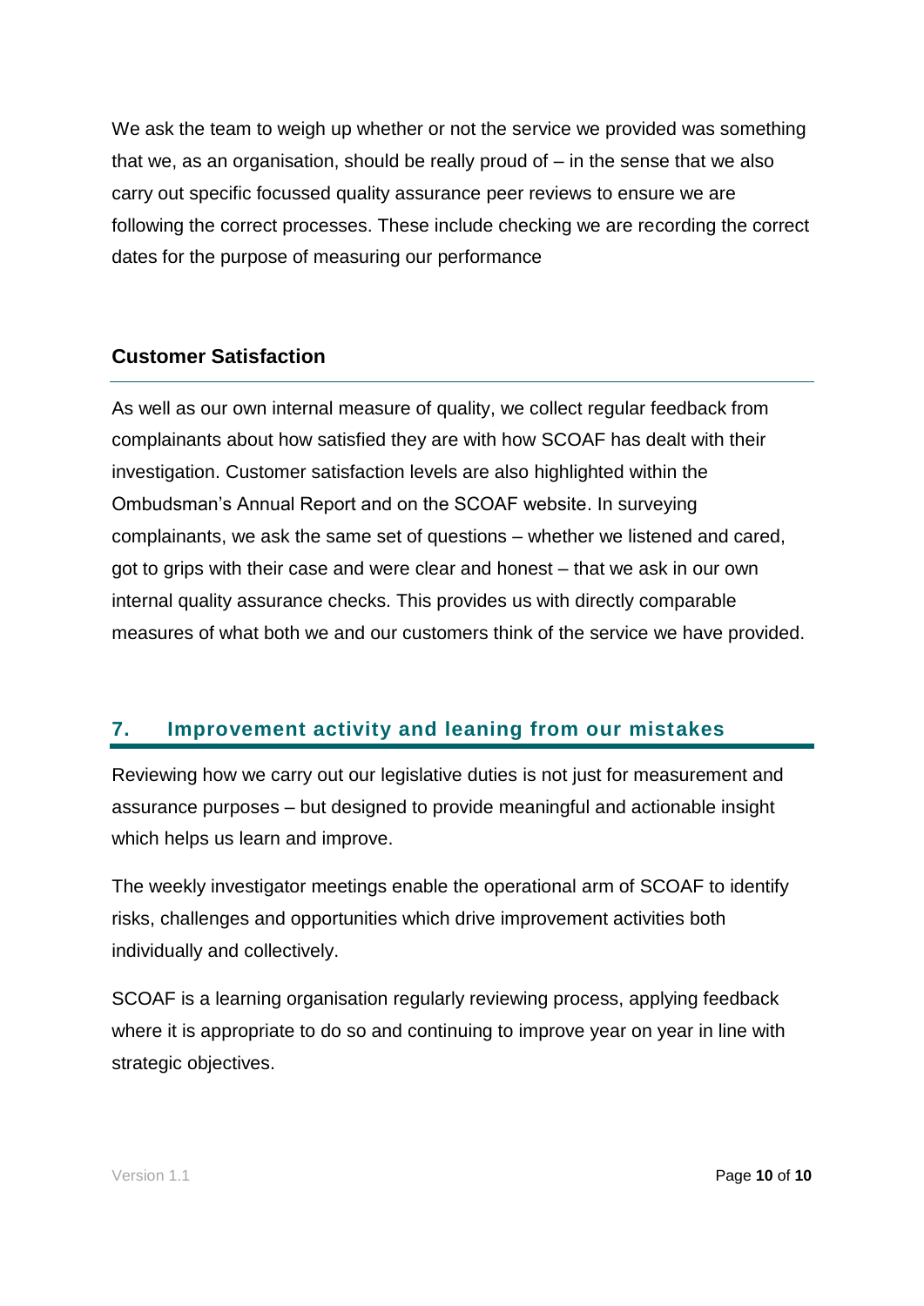We ask the team to weigh up whether or not the service we provided was something that we, as an organisation, should be really proud of – in the sense that we also carry out specific focussed quality assurance peer reviews to ensure we are following the correct processes. These include checking we are recording the correct dates for the purpose of measuring our performance

### Customer Satisfaction

As well as our own internal measure of quality, we collect regular feedback from complainants about how satisfied they are with how SCOAF has dealt with their investigation. Customer satisfaction levels are also highlighted within the Ombudsman's Annual Report and on the SCOAF website. In surveying complainants, we ask the same set of questions – whether we listened and cared, got to grips with their case and were clear and honest – that we ask in our own internal quality assurance checks. This provides us with directly comparable measures of what both we and our customers think of the service we have provided.

## 7. Improvement activity and leaning from our mistakes

Reviewing how we carry out our legislative duties is not just for measurement and assurance purposes – but designed to provide meaningful and actionable insight which helps us learn and improve.

The weekly investigator meetings enable the operational arm of SCOAF to identify risks, challenges and opportunities which drive improvement activities both individually and collectively.

SCOAF is a learning organisation regularly reviewing process, applying feedback where it is appropriate to do so and continuing to improve year on year in line with strategic objectives.